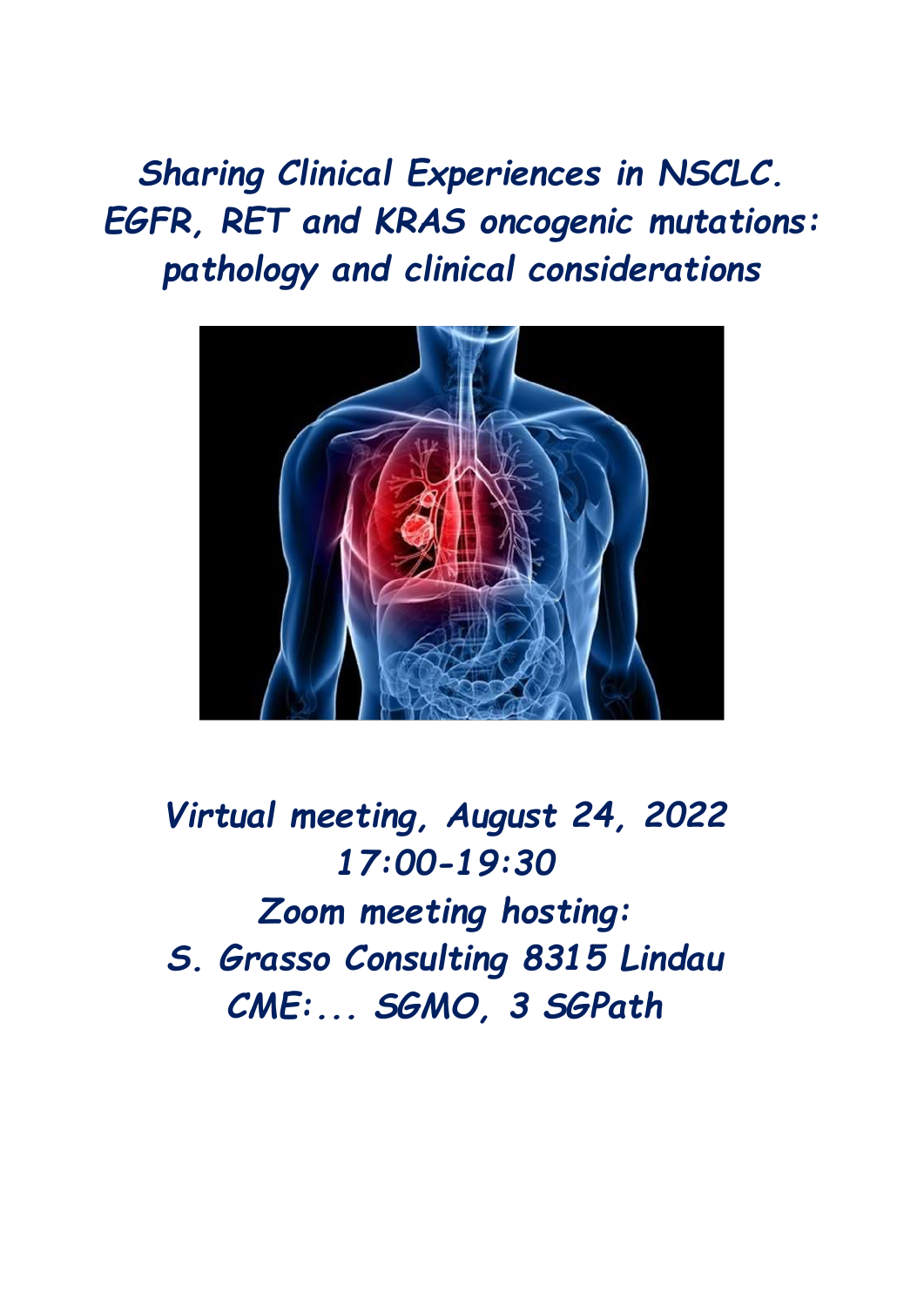# *Sharing Clinical Experiences in NSCLC. EGFR, RET and KRAS oncogenic mutations: pathology and clinical considerations*

***Virtual meeting, August 24, 2022***
***17:00-19:30***
***Zoom meeting hosting:***
***S. Grasso Consulting 8315 Lindau***
***CME:... SGMO, 3 SGPath***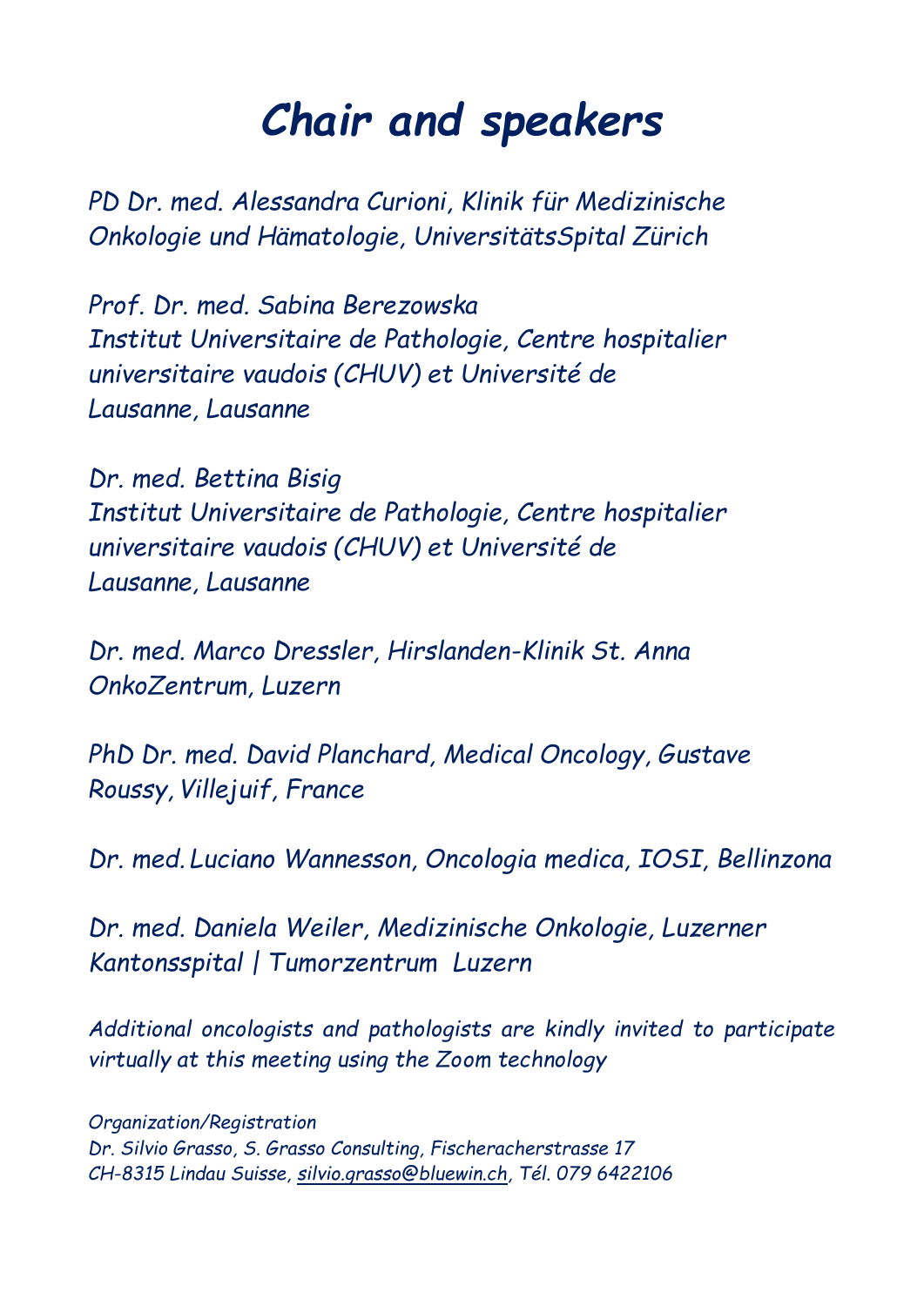# *Chair and speakers*

*PD Dr. med. Alessandra Curioni, Klinik für Medizinische Onkologie und Hämatologie, UniversitätsSpital Zürich*

*Prof. Dr. med. Sabina Berezowska*
*Institut Universitaire de Pathologie, Centre hospitalier universitaire vaudois (CHUV) et Université de Lausanne, Lausanne*

*Dr. med. Bettina Bisig*
*Institut Universitaire de Pathologie, Centre hospitalier universitaire vaudois (CHUV) et Université de Lausanne, Lausanne*

*Dr. med. Marco Dressler, Hirslanden-Klinik St. Anna OnkoZentrum, Luzern*

*PhD Dr. med. David Planchard, Medical Oncology, Gustave Roussy, Villejuif, France*

*Dr. med. Luciano Wannesson, Oncologia medica, IOSI, Bellinzona*

*Dr. med. Daniela Weiler, Medizinische Onkologie, Luzerner Kantonsspital | Tumorzentrum Luzern*

*Additional oncologists and pathologists are kindly invited to participate virtually at this meeting using the Zoom technology*

*Organization/Registration*
*Dr. Silvio Grasso, S. Grasso Consulting, Fischeracherstrasse 17*
*CH-8315 Lindau Suisse, silvio.grasso@bluewin.ch, Tél. 079 6422106*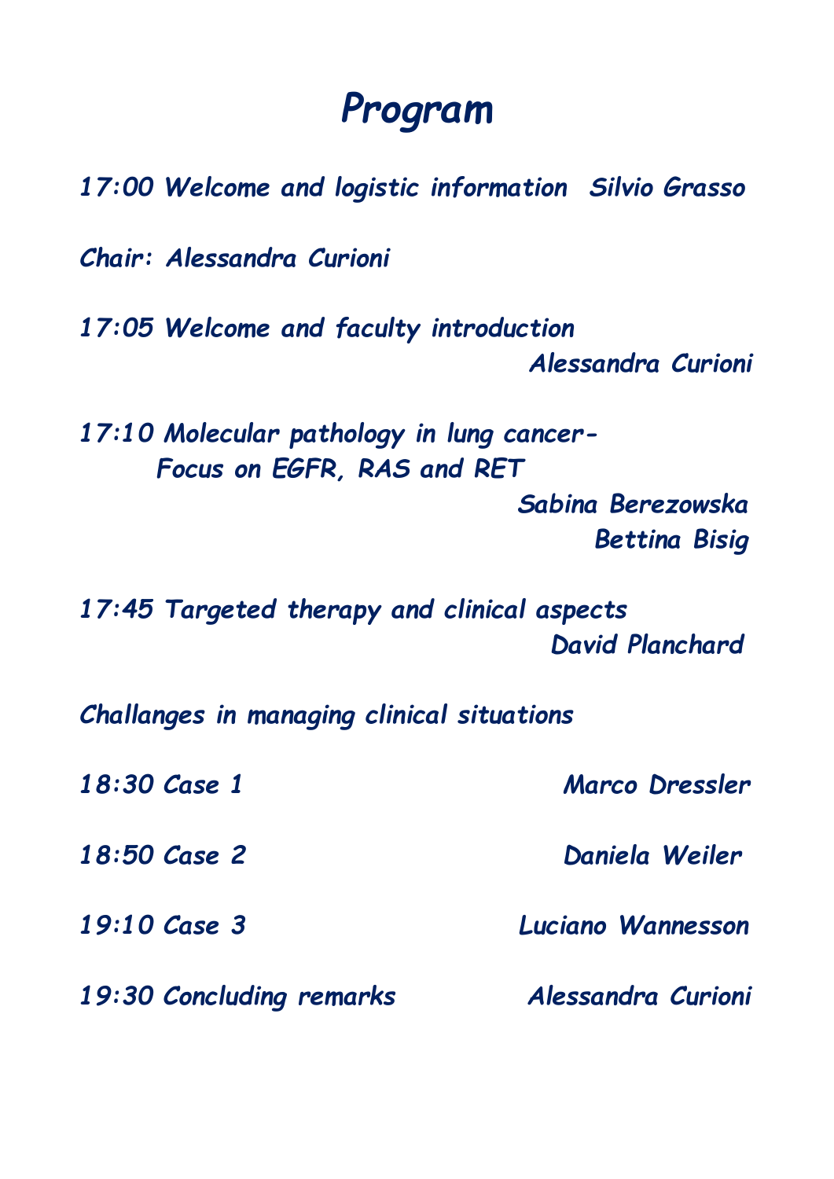# *Program*

*17:00 Welcome and logistic information Silvio Grasso*

*Chair: Alessandra Curioni*

*17:05 Welcome and faculty introduction*
*Alessandra Curioni*

*17:10 Molecular pathology in lung cancer-*
*Focus on EGFR, RAS and RET*
*Sabina Berezowska*
*Bettina Bisig*

*17:45 Targeted therapy and clinical aspects*
*David Planchard*

*Challanges in managing clinical situations*

*18:30 Case 1 Marco Dressler*

*18:50 Case 2 Daniela Weiler*

*19:10 Case 3 Luciano Wannesson*

*19:30 Concluding remarks Alessandra Curioni*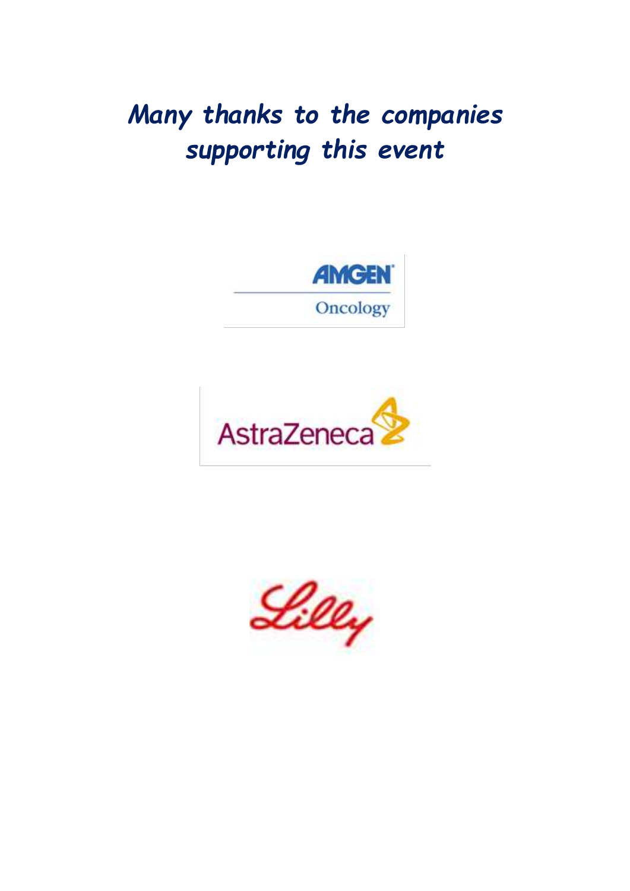***Many thanks to the companies supporting this event***

AMGEN

Oncology

AstraZeneca

Lilly